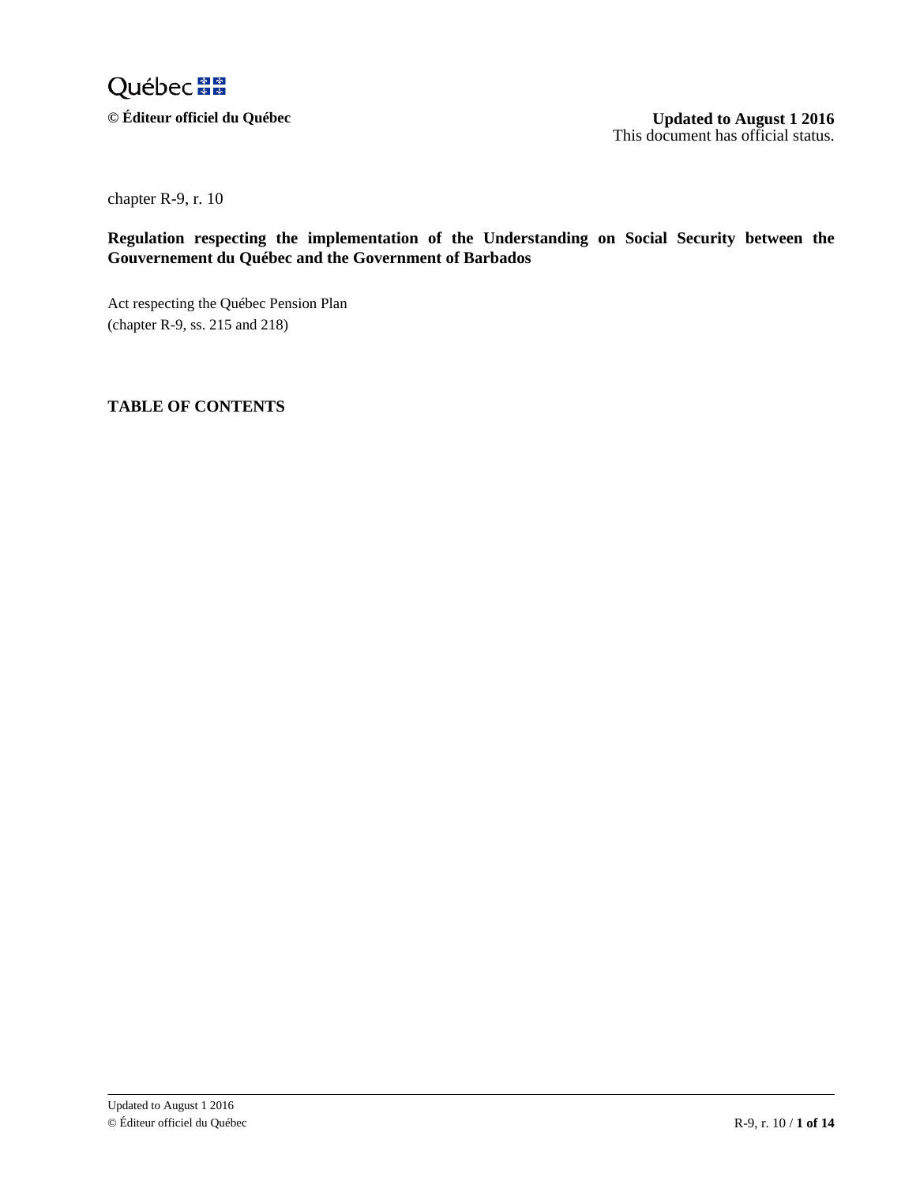Québec

**© Éditeur officiel du Québec**

**Updated to August 1 2016**
This document has official status.

chapter R-9, r. 10

**Regulation respecting the implementation of the Understanding on Social Security between the Gouvernement du Québec and the Government of Barbados**

Act respecting the Québec Pension Plan
(chapter R-9, ss. 215 and 218)

**TABLE OF CONTENTS**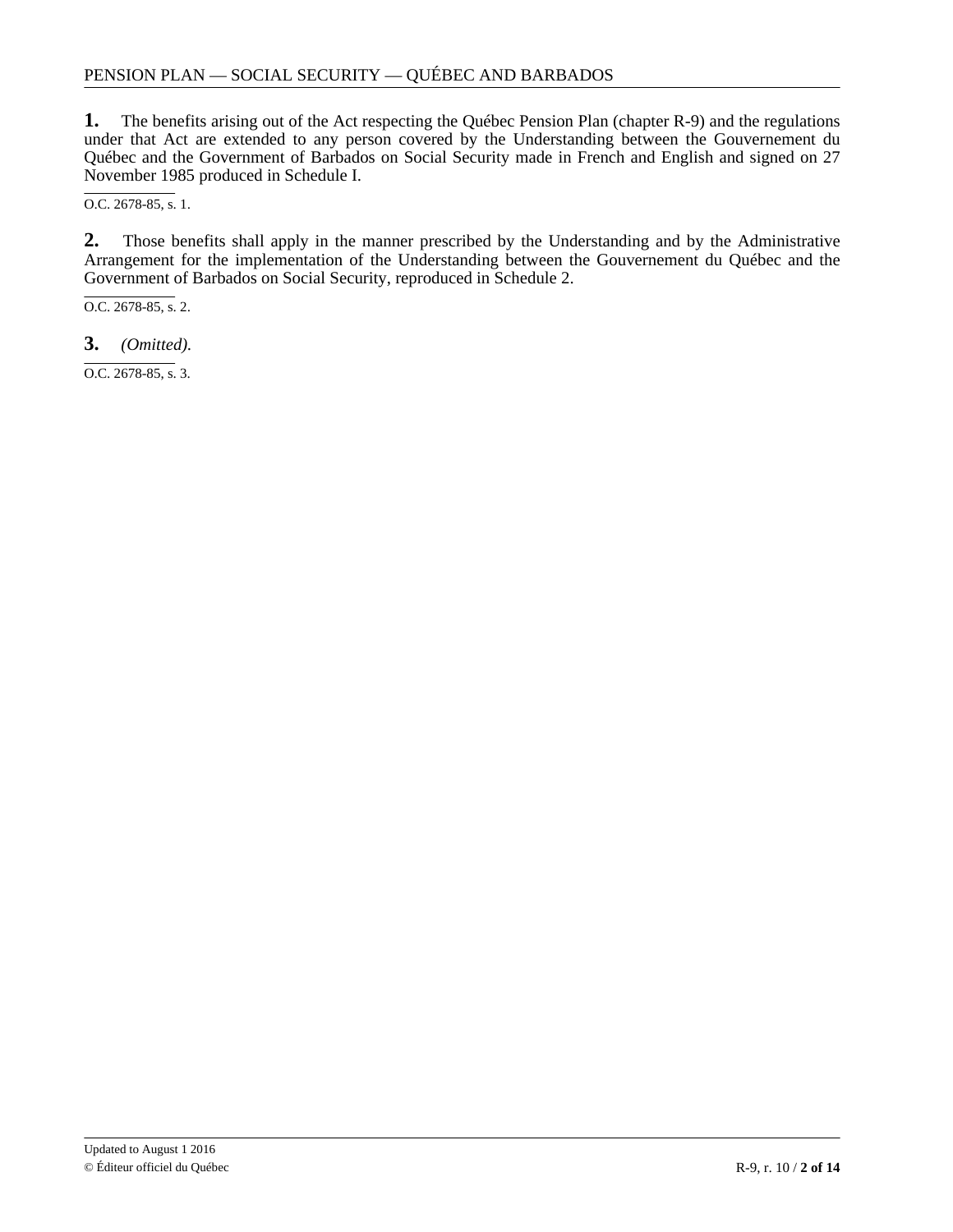**1.** The benefits arising out of the Act respecting the Québec Pension Plan (chapter R-9) and the regulations under that Act are extended to any person covered by the Understanding between the Gouvernement du Québec and the Government of Barbados on Social Security made in French and English and signed on 27 November 1985 produced in Schedule I.

O.C. 2678-85, s. 1.

**2.** Those benefits shall apply in the manner prescribed by the Understanding and by the Administrative Arrangement for the implementation of the Understanding between the Gouvernement du Québec and the Government of Barbados on Social Security, reproduced in Schedule 2.

O.C. 2678-85, s. 2.

**3.** *(Omitted).*

O.C. 2678-85, s. 3.